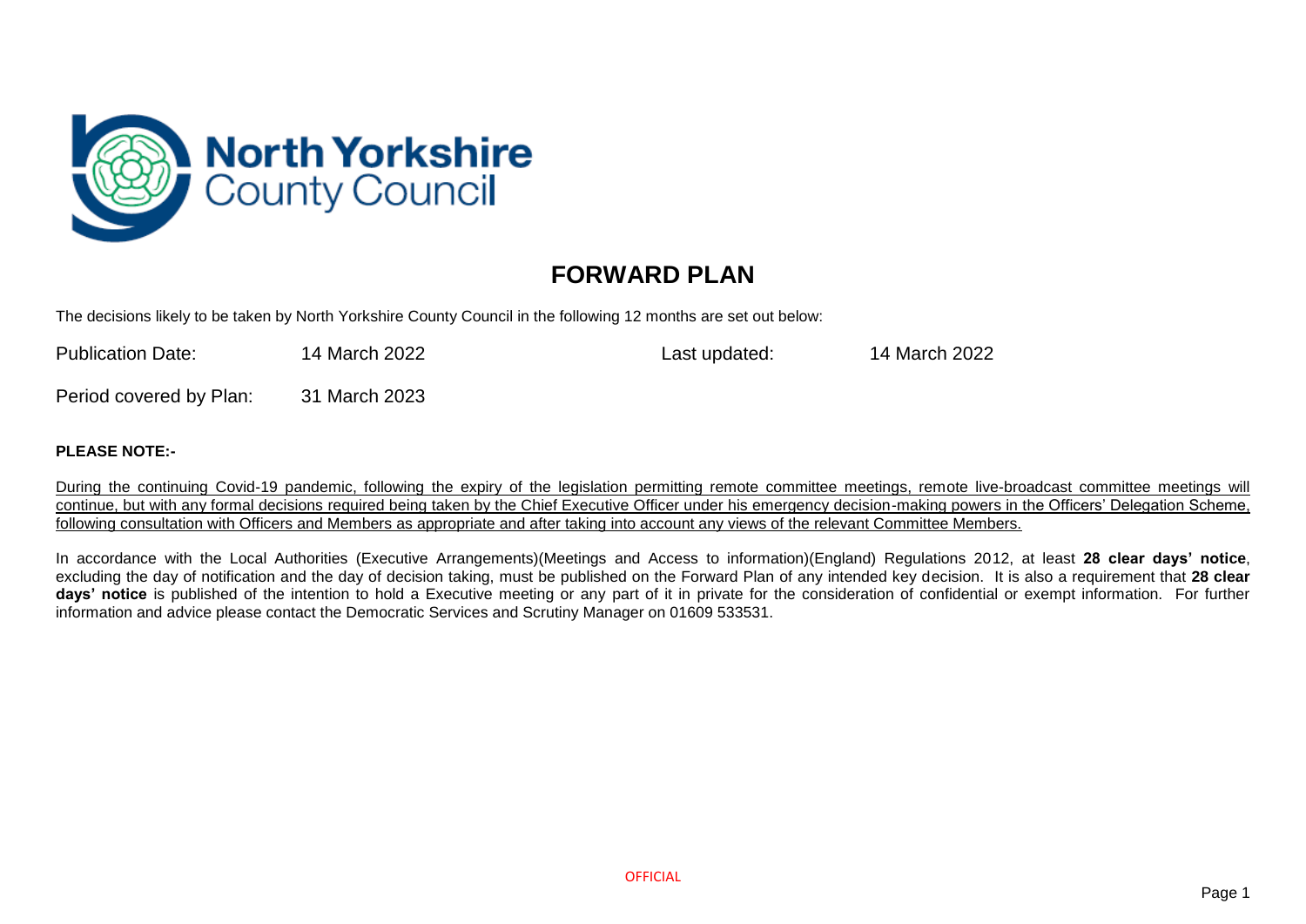North Yorkshire County Council

# FORWARD PLAN

The decisions likely to be taken by North Yorkshire County Council in the following 12 months are set out below:

Publication Date: 14 March 2022

Last updated: 14 March 2022

Period covered by Plan: 31 March 2023

**PLEASE NOTE:-**

During the continuing Covid-19 pandemic, following the expiry of the legislation permitting remote committee meetings, remote live-broadcast committee meetings will continue, but with any formal decisions required being taken by the Chief Executive Officer under his emergency decision-making powers in the Officers' Delegation Scheme, following consultation with Officers and Members as appropriate and after taking into account any views of the relevant Committee Members.

In accordance with the Local Authorities (Executive Arrangements)(Meetings and Access to information)(England) Regulations 2012, at least **28 clear days' notice**, excluding the day of notification and the day of decision taking, must be published on the Forward Plan of any intended key decision. It is also a requirement that **28 clear days' notice** is published of the intention to hold a Executive meeting or any part of it in private for the consideration of confidential or exempt information. For further information and advice please contact the Democratic Services and Scrutiny Manager on 01609 533531.

OFFICIAL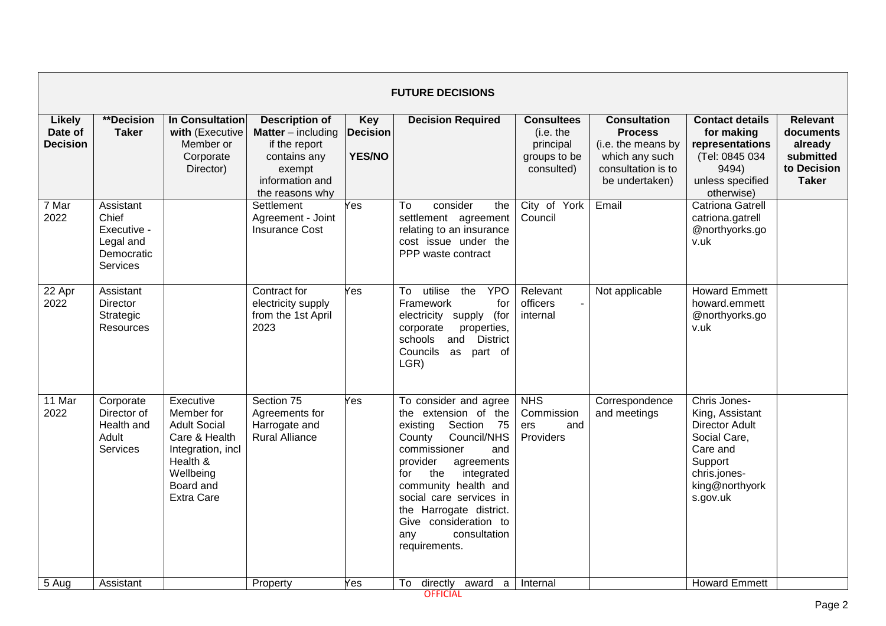| FUTURE DECISIONS | | | | | | | | | |
|---|---|---|---|---|---|---|---|---|---|
| **Likely Date of Decision** | **\*\*Decision Taker** | **In Consultation with** (Executive Member or Corporate Director) | **Description of Matter** – including if the report contains any exempt information and the reasons why | **Key Decision YES/NO** | **Decision Required** | **Consultees** (i.e. the principal groups to be consulted) | **Consultation Process** (i.e. the means by which any such consultation is to be undertaken) | **Contact details for making representations** (Tel: 0845 034 9494) unless specified otherwise) | **Relevant documents already submitted to Decision Taker** |
| 7 Mar 2022 | Assistant Chief Executive - Legal and Democratic Services | | Settlement Agreement - Joint Insurance Cost | Yes | To consider the settlement agreement relating to an insurance cost issue under the PPP waste contract | City of York Council | Email | Catriona Gatrell catriona.gatrell@northyorks.gov.uk | |
| 22 Apr 2022 | Assistant Director Strategic Resources | | Contract for electricity supply from the 1st April 2023 | Yes | To utilise the YPO Framework for electricity supply (for corporate properties, schools and District Councils as part of LGR) | Relevant officers - internal | Not applicable | Howard Emmett howard.emmett@northyorks.gov.uk | |
| 11 Mar 2022 | Corporate Director of Health and Adult Services | Executive Member for Adult Social Care & Health Integration, incl Health & Wellbeing Board and Extra Care | Section 75 Agreements for Harrogate and Rural Alliance | Yes | To consider and agree the extension of the existing Section 75 County Council/NHS commissioner and provider agreements for the integrated community health and social care services in the Harrogate district. Give consideration to any consultation requirements. | NHS Commissioners and Providers | Correspondence and meetings | Chris Jones-King, Assistant Director Adult Social Care, Care and Support chris.jones-king@northyorks.gov.uk | |
| 5 Aug | Assistant | | Property | Yes | To directly award a | Internal | | Howard Emmett | |

OFFICIAL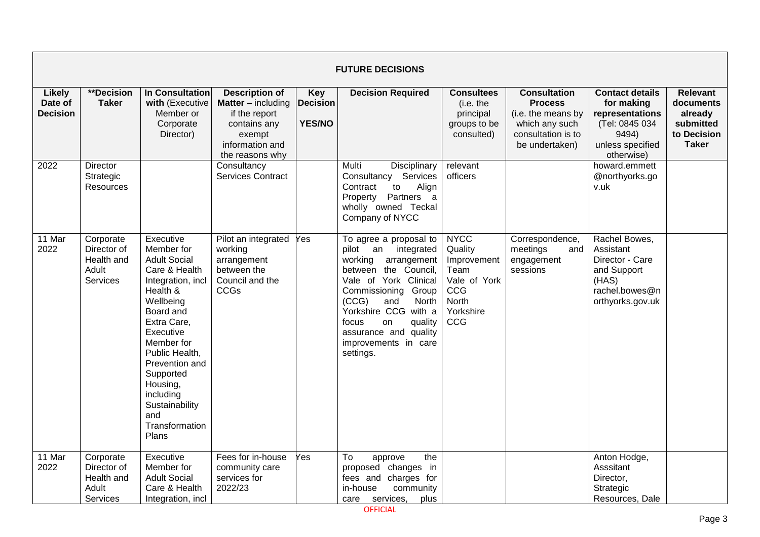| FUTURE DECISIONS | | | | | | | | | |
|---|---|---|---|---|---|---|---|---|---|
| **Likely Date of Decision** | **\*\*Decision Taker** | **In Consultation with** (Executive Member or Corporate Director) | **Description of Matter** – including if the report contains any exempt information and the reasons why | **Key Decision YES/NO** | **Decision Required** | **Consultees** (i.e. the principal groups to be consulted) | **Consultation Process** (i.e. the means by which any such consultation is to be undertaken) | **Contact details for making representations** (Tel: 0845 034 9494) unless specified otherwise) | **Relevant documents already submitted to Decision Taker** |
| 2022 | Director Strategic Resources | | Consultancy Services Contract | | Multi Disciplinary Consultancy Services Contract to Align Property Partners a wholly owned Teckal Company of NYCC | relevant officers | | howard.emmett@northyorks.gov.uk | |
| 11 Mar 2022 | Corporate Director of Health and Adult Services | Executive Member for Adult Social Care & Health Integration, incl Health & Wellbeing Board and Extra Care, Executive Member for Public Health, Prevention and Supported Housing, including Sustainability and Transformation Plans | Pilot an integrated working arrangement between the Council and the CCGs | Yes | To agree a proposal to pilot an integrated working arrangement between the Council, Vale of York Clinical Commissioning Group (CCG) and North Yorkshire CCG with a focus on quality assurance and quality improvements in care settings. | NYCC Quality Improvement Team Vale of York CCG North Yorkshire CCG | Correspondence, meetings and engagement sessions | Rachel Bowes, Assistant Director - Care and Support (HAS) rachel.bowes@northyorks.gov.uk | |
| 11 Mar 2022 | Corporate Director of Health and Adult Services | Executive Member for Adult Social Care & Health Integration, incl | Fees for in-house community care services for 2022/23 | Yes | To approve the proposed changes in fees and charges for in-house community care services, plus | | | Anton Hodge, Asssitant Director, Strategic Resources, Dale | |

OFFICIAL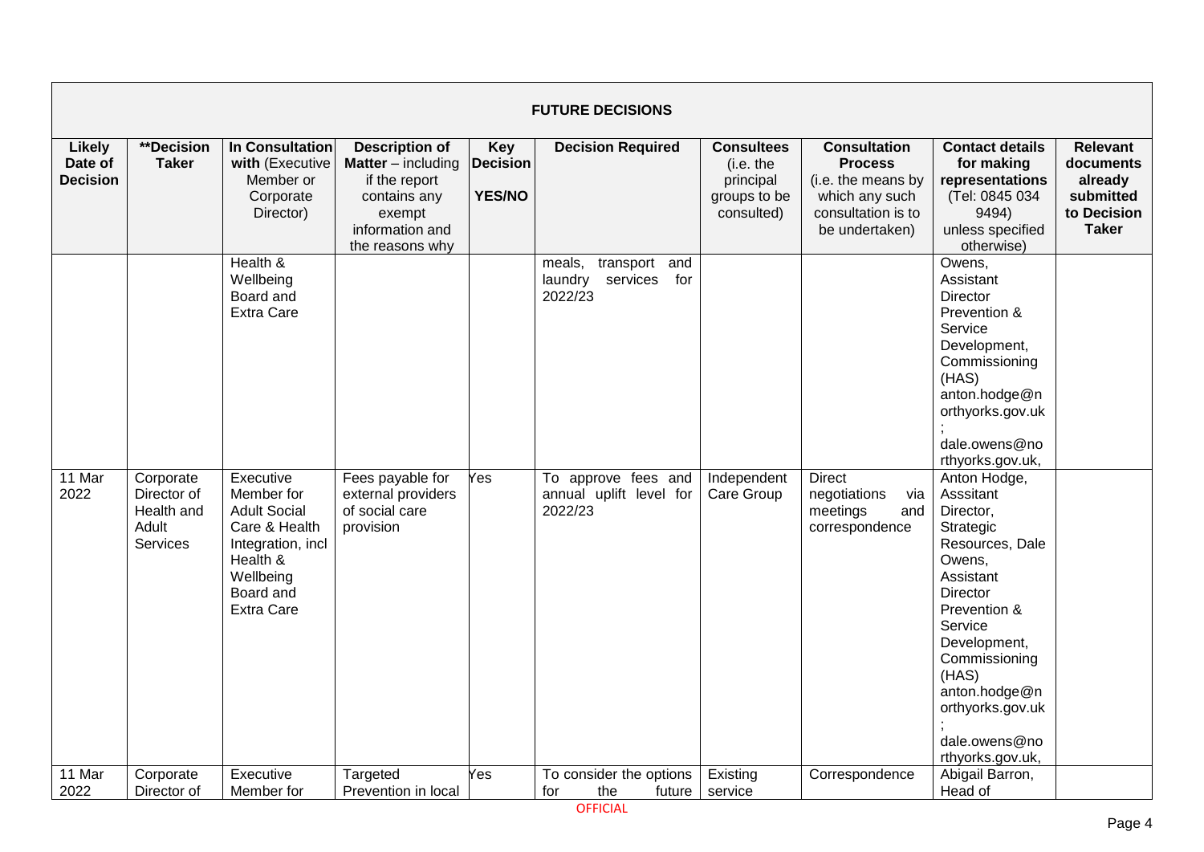| FUTURE DECISIONS | | | | | | | | | |
|---|---|---|---|---|---|---|---|---|---|
| **Likely Date of Decision** | **\*\*Decision Taker** | **In Consultation with** (Executive Member or Corporate Director) | **Description of Matter** – including if the report contains any exempt information and the reasons why | **Key Decision YES/NO** | **Decision Required** | **Consultees** (i.e. the principal groups to be consulted) | **Consultation Process** (i.e. the means by which any such consultation is to be undertaken) | **Contact details for making representations** (Tel: 0845 034 9494) unless specified otherwise) | **Relevant documents already submitted to Decision Taker** |
| | | Health & Wellbeing Board and Extra Care | | | meals, transport and laundry services for 2022/23 | | | Owens, Assistant Director Prevention & Service Development, Commissioning (HAS) anton.hodge@northyorks.gov.uk ; dale.owens@northyorks.gov.uk, | |
| 11 Mar 2022 | Corporate Director of Health and Adult Services | Executive Member for Adult Social Care & Health Integration, incl Health & Wellbeing Board and Extra Care | Fees payable for external providers of social care provision | Yes | To approve fees and annual uplift level for 2022/23 | Independent Care Group | Direct negotiations via meetings and correspondence | Anton Hodge, Asssitant Director, Strategic Resources, Dale Owens, Assistant Director Prevention & Service Development, Commissioning (HAS) anton.hodge@northyorks.gov.uk ; dale.owens@northyorks.gov.uk, | |
| 11 Mar 2022 | Corporate Director of | Executive Member for | Targeted Prevention in local | Yes | To consider the options for the future | Existing service | Correspondence | Abigail Barron, Head of | |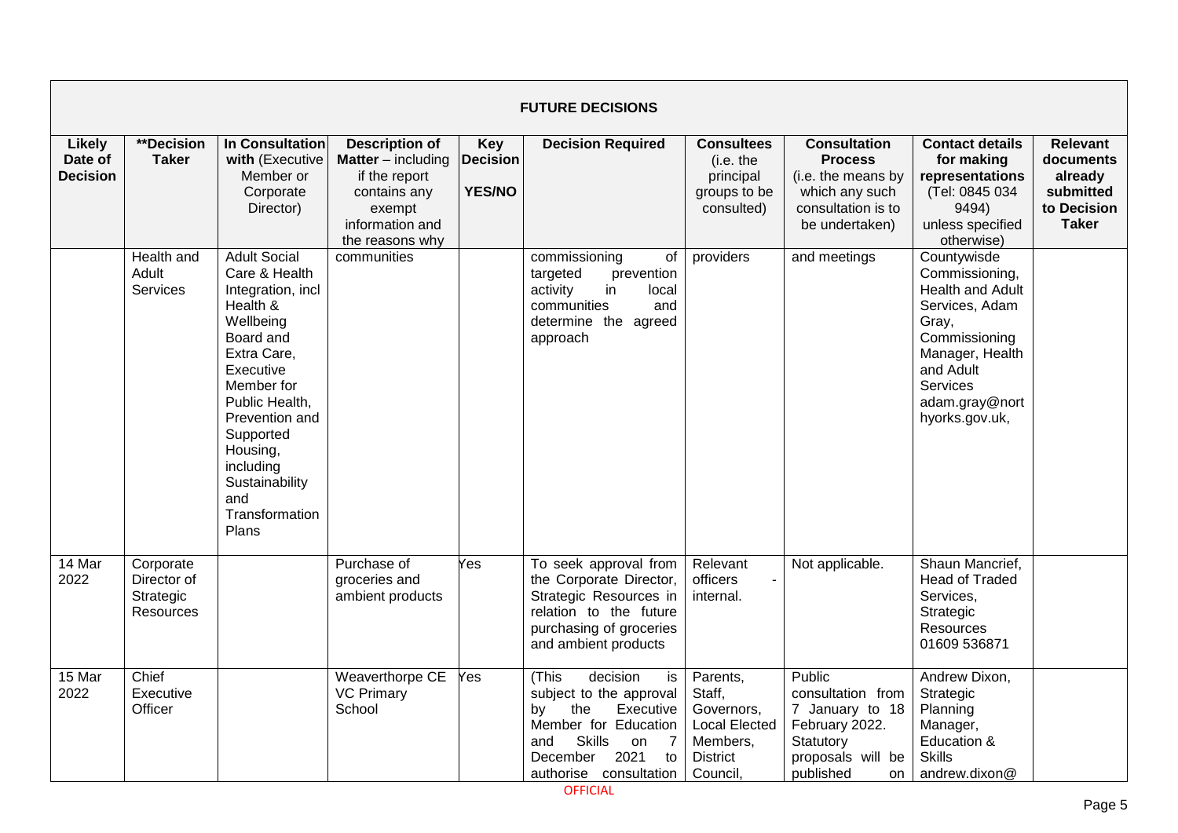**FUTURE DECISIONS**

| Likely Date of Decision | **Decision Taker | In Consultation with (Executive Member or Corporate Director) | Description of Matter – including if the report contains any exempt information and the reasons why | Key Decision YES/NO | Decision Required | Consultees (i.e. the principal groups to be consulted) | Consultation Process (i.e. the means by which any such consultation is to be undertaken) | Contact details for making representations (Tel: 0845 034 9494) unless specified otherwise) | Relevant documents already submitted to Decision Taker |
|---|---|---|---|---|---|---|---|---|---|
| | Health and Adult Services | Adult Social Care & Health Integration, incl Health & Wellbeing Board and Extra Care, Executive Member for Public Health, Prevention and Supported Housing, including Sustainability and Transformation Plans | communities | | commissioning of targeted prevention activity in local communities and determine the agreed approach | providers | and meetings | Countywide Commissioning, Health and Adult Services, Adam Gray, Commissioning Manager, Health and Adult Services adam.gray@northyorks.gov.uk, | |
| 14 Mar 2022 | Corporate Director of Strategic Resources | | Purchase of groceries and ambient products | Yes | To seek approval from the Corporate Director, Strategic Resources in relation to the future purchasing of groceries and ambient products | Relevant officers - internal. | Not applicable. | Shaun Mancrief, Head of Traded Services, Strategic Resources 01609 536871 | |
| 15 Mar 2022 | Chief Executive Officer | | Weaverthorpe CE VC Primary School | Yes | (This decision is subject to the approval by the Executive Member for Education and Skills on 7 December 2021 to authorise consultation | Parents, Staff, Governors, Local Elected Members, District Council, | Public consultation from 7 January to 18 February 2022. Statutory proposals will be published on | Andrew Dixon, Strategic Planning Manager, Education & Skills andrew.dixon@ | |

OFFICIAL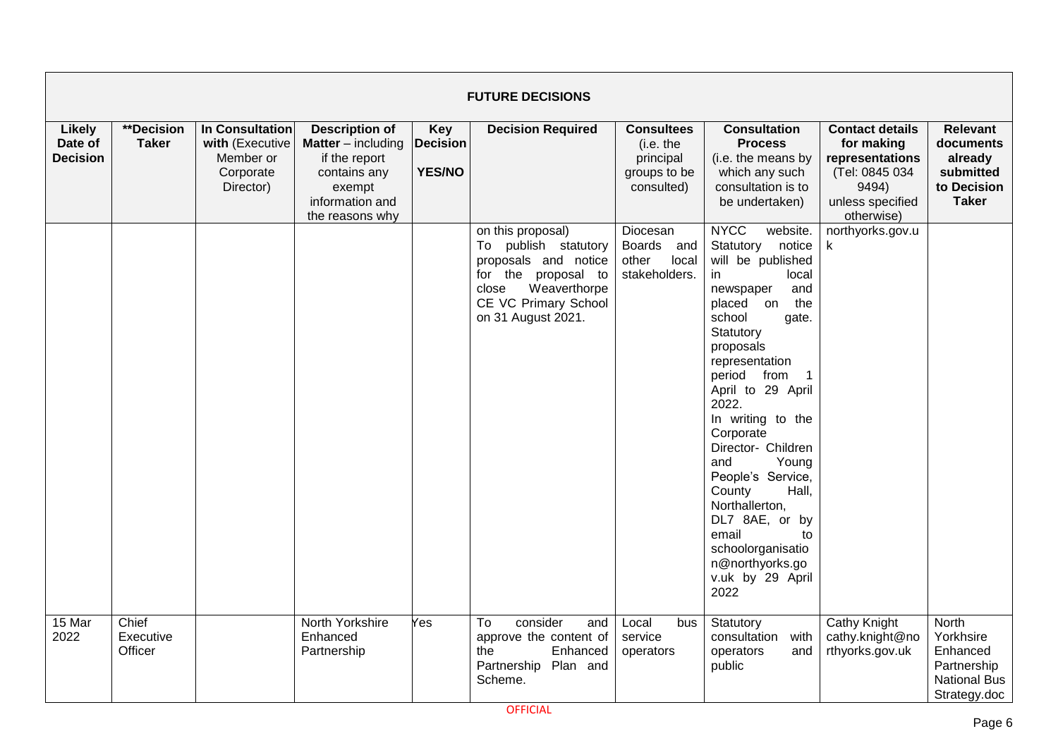| FUTURE DECISIONS | | | | | | | | | |
|---|---|---|---|---|---|---|---|---|---|
| **Likely Date of Decision** | ****Decision Taker** | **In Consultation with** (Executive Member or Corporate Director) | **Description of Matter** – including if the report contains any exempt information and the reasons why | **Key Decision YES/NO** | **Decision Required** | **Consultees** (i.e. the principal groups to be consulted) | **Consultation Process** (i.e. the means by which any such consultation is to be undertaken) | **Contact details for making representations** (Tel: 0845 034 9494) unless specified otherwise) | **Relevant documents already submitted to Decision Taker** |
| | | | | | on this proposal) To publish statutory proposals and notice for the proposal to close Weaverthorpe CE VC Primary School on 31 August 2021. | Diocesan Boards and other local stakeholders. | NYCC website. Statutory notice will be published in local newspaper and placed on the school gate. Statutory proposals representation period from 1 April to 29 April 2022. In writing to the Corporate Director- Children and Young People's Service, County Hall, Northallerton, DL7 8AE, or by email to schoolorganisation@northyorks.gov.uk by 29 April 2022 | northyorks.gov.uk | |
| 15 Mar 2022 | Chief Executive Officer | | North Yorkshire Enhanced Partnership | Yes | To consider and approve the content of the Enhanced Partnership Plan and Scheme. | Local bus service operators | Statutory consultation with operators and public | Cathy Knight cathy.knight@northyorks.gov.uk | North Yorkhsire Enhanced Partnership National Bus Strategy.doc |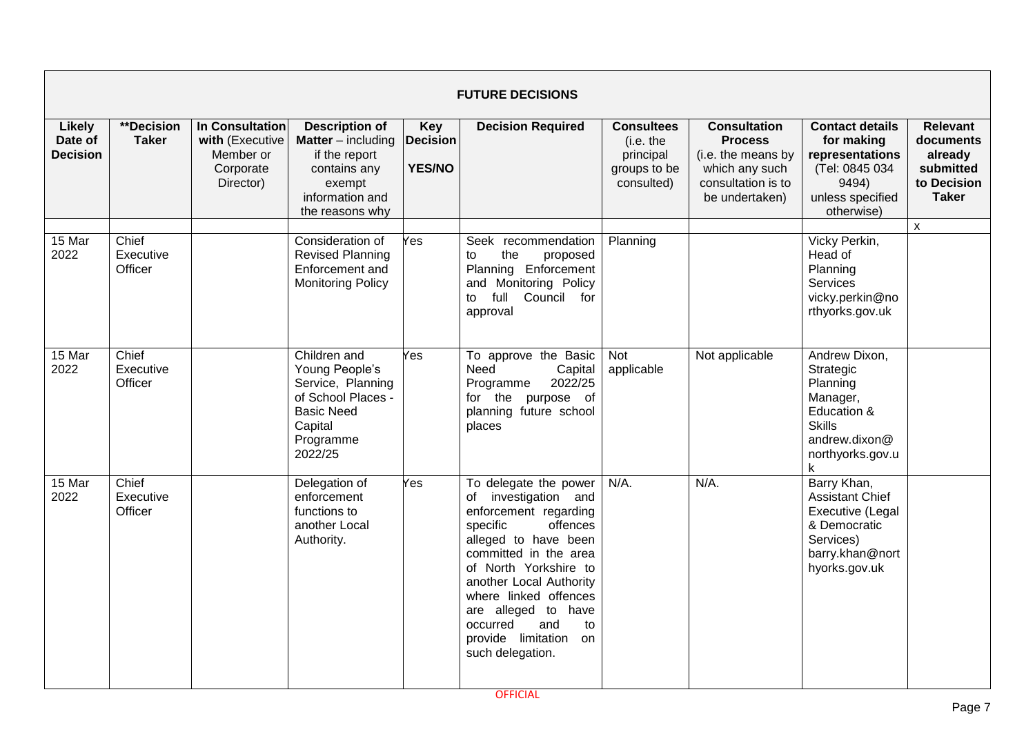| FUTURE DECISIONS | | | | | | | | | |
|---|---|---|---|---|---|---|---|---|---|
| **Likely Date of Decision** | **\*\*Decision Taker** | **In Consultation with** (Executive Member or Corporate Director) | **Description of Matter** – including if the report contains any exempt information and the reasons why | **Key Decision YES/NO** | **Decision Required** | **Consultees** (i.e. the principal groups to be consulted) | **Consultation Process** (i.e. the means by which any such consultation is to be undertaken) | **Contact details for making representations** (Tel: 0845 034 9494) unless specified otherwise) | **Relevant documents already submitted to Decision Taker** |
| | | | | | | | | | x |
| 15 Mar 2022 | Chief Executive Officer | | Consideration of Revised Planning Enforcement and Monitoring Policy | Yes | Seek recommendation to the proposed Planning Enforcement and Monitoring Policy to full Council for approval | Planning | | Vicky Perkin, Head of Planning Services vicky.perkin@northyorks.gov.uk | |
| 15 Mar 2022 | Chief Executive Officer | | Children and Young People's Service, Planning of School Places - Basic Need Capital Programme 2022/25 | Yes | To approve the Basic Need Capital Programme 2022/25 for the purpose of planning future school places | Not applicable | Not applicable | Andrew Dixon, Strategic Planning Manager, Education & Skills andrew.dixon@northyorks.gov.uk | |
| 15 Mar 2022 | Chief Executive Officer | | Delegation of enforcement functions to another Local Authority. | Yes | To delegate the power of investigation and enforcement regarding specific offences alleged to have been committed in the area of North Yorkshire to another Local Authority where linked offences are alleged to have occurred and to provide limitation on such delegation. | N/A. | N/A. | Barry Khan, Assistant Chief Executive (Legal & Democratic Services) barry.khan@northyorks.gov.uk | |

OFFICIAL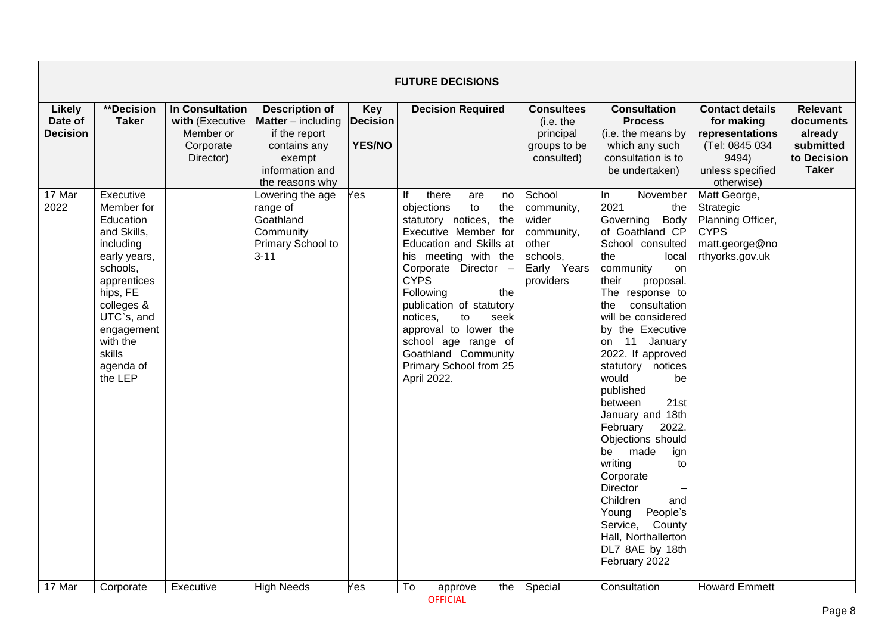| FUTURE DECISIONS | | | | | | | | | |
|---|---|---|---|---|---|---|---|---|---|
| **Likely Date of Decision** | **\*\*Decision Taker** | **In Consultation with** (Executive Member or Corporate Director) | **Description of Matter** – including if the report contains any exempt information and the reasons why | **Key Decision YES/NO** | **Decision Required** | **Consultees** (i.e. the principal groups to be consulted) | **Consultation Process** (i.e. the means by which any such consultation is to be undertaken) | **Contact details for making representations** (Tel: 0845 034 9494) unless specified otherwise) | **Relevant documents already submitted to Decision Taker** |
| 17 Mar 2022 | Executive Member for Education and Skills, including early years, schools, apprenticeships, FE colleges & UTC`s, and engagement with the skills agenda of the LEP | | Lowering the age range of Goathland Community Primary School to 3-11 | Yes | If there are no objections to the statutory notices, the Executive Member for Education and Skills at his meeting with the Corporate Director – CYPS Following the publication of statutory notices, to seek approval to lower the school age range of Goathland Community Primary School from 25 April 2022. | School community, wider community, other schools, Early Years providers | In November 2021 the Governing Body of Goathland CP School consulted the local community on their proposal. The response to the consultation will be considered by the Executive on 11 January 2022. If approved statutory notices would be published between 21st January and 18th February 2022. Objections should be made ign writing to Corporate Director – Children and Young People's Service, County Hall, Northallerton DL7 8AE by 18th February 2022 | Matt George, Strategic Planning Officer, CYPS matt.george@northyorks.gov.uk | |
| 17 Mar | Corporate | Executive | High Needs | Yes | To approve the | Special | Consultation | Howard Emmett | |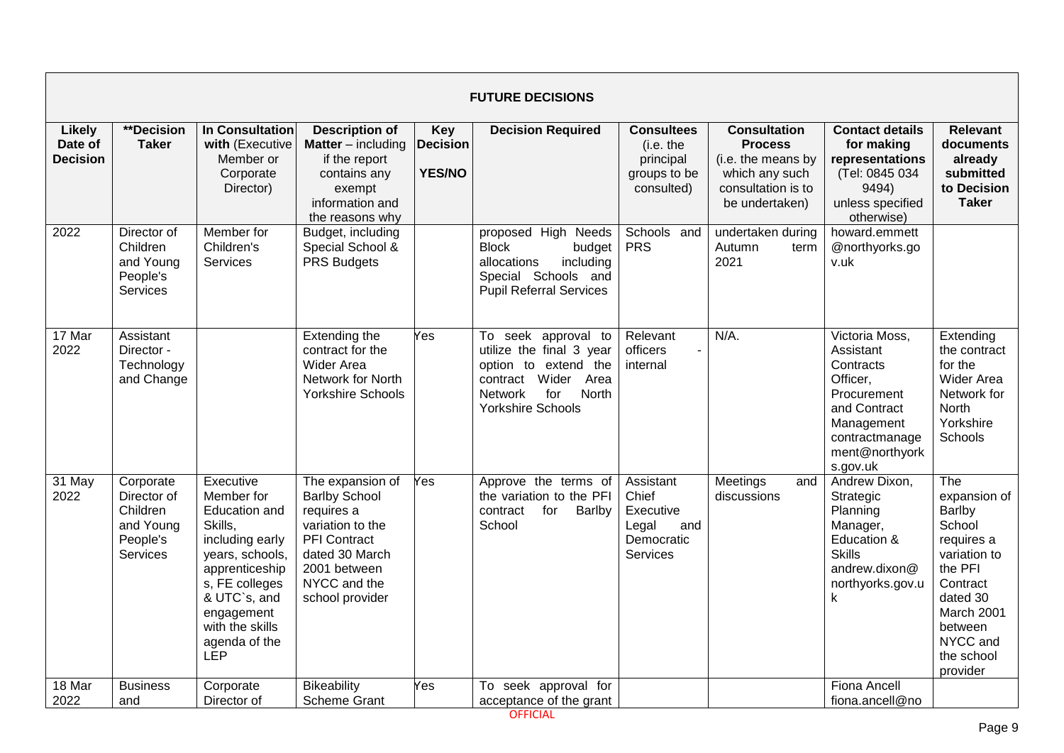| FUTURE DECISIONS | | | | | | | | | |
|---|---|---|---|---|---|---|---|---|---|
| **Likely Date of Decision** | **\*\*Decision Taker** | **In Consultation with** (Executive Member or Corporate Director) | **Description of Matter** – including if the report contains any exempt information and the reasons why | **Key Decision YES/NO** | **Decision Required** | **Consultees** (i.e. the principal groups to be consulted) | **Consultation Process** (i.e. the means by which any such consultation is to be undertaken) | **Contact details for making representations** (Tel: 0845 034 9494) unless specified otherwise) | **Relevant documents already submitted to Decision Taker** |
| 2022 | Director of Children and Young People's Services | Member for Children's Services | Budget, including Special School & PRS Budgets | | proposed High Needs Block budget allocations including Special Schools and Pupil Referral Services | Schools and PRS | undertaken during Autumn term 2021 | howard.emmett@northyorks.gov.uk | |
| 17 Mar 2022 | Assistant Director - Technology and Change | | Extending the contract for the Wider Area Network for North Yorkshire Schools | Yes | To seek approval to utilize the final 3 year option to extend the contract Wider Area Network for North Yorkshire Schools | Relevant officers - internal | N/A. | Victoria Moss, Assistant Contracts Officer, Procurement and Contract Management contractmanagement@northyorks.gov.uk | Extending the contract for the Wider Area Network for North Yorkshire Schools |
| 31 May 2022 | Corporate Director of Children and Young People's Services | Executive Member for Education and Skills, including early years, schools, apprenticeships, FE colleges & UTC`s, and engagement with the skills agenda of the LEP | The expansion of Barlby School requires a variation to the PFI Contract dated 30 March 2001 between NYCC and the school provider | Yes | Approve the terms of the variation to the PFI contract for Barlby School | Assistant Chief Executive Legal and Democratic Services | Meetings and discussions | Andrew Dixon, Strategic Planning Manager, Education & Skills andrew.dixon@northyorks.gov.uk | The expansion of Barlby School requires a variation to the PFI Contract dated 30 March 2001 between NYCC and the school provider |
| 18 Mar 2022 | Business and | Corporate Director of | Bikeability Scheme Grant | Yes | To seek approval for acceptance of the grant | | | Fiona Ancell fiona.ancell@no | |

OFFICIAL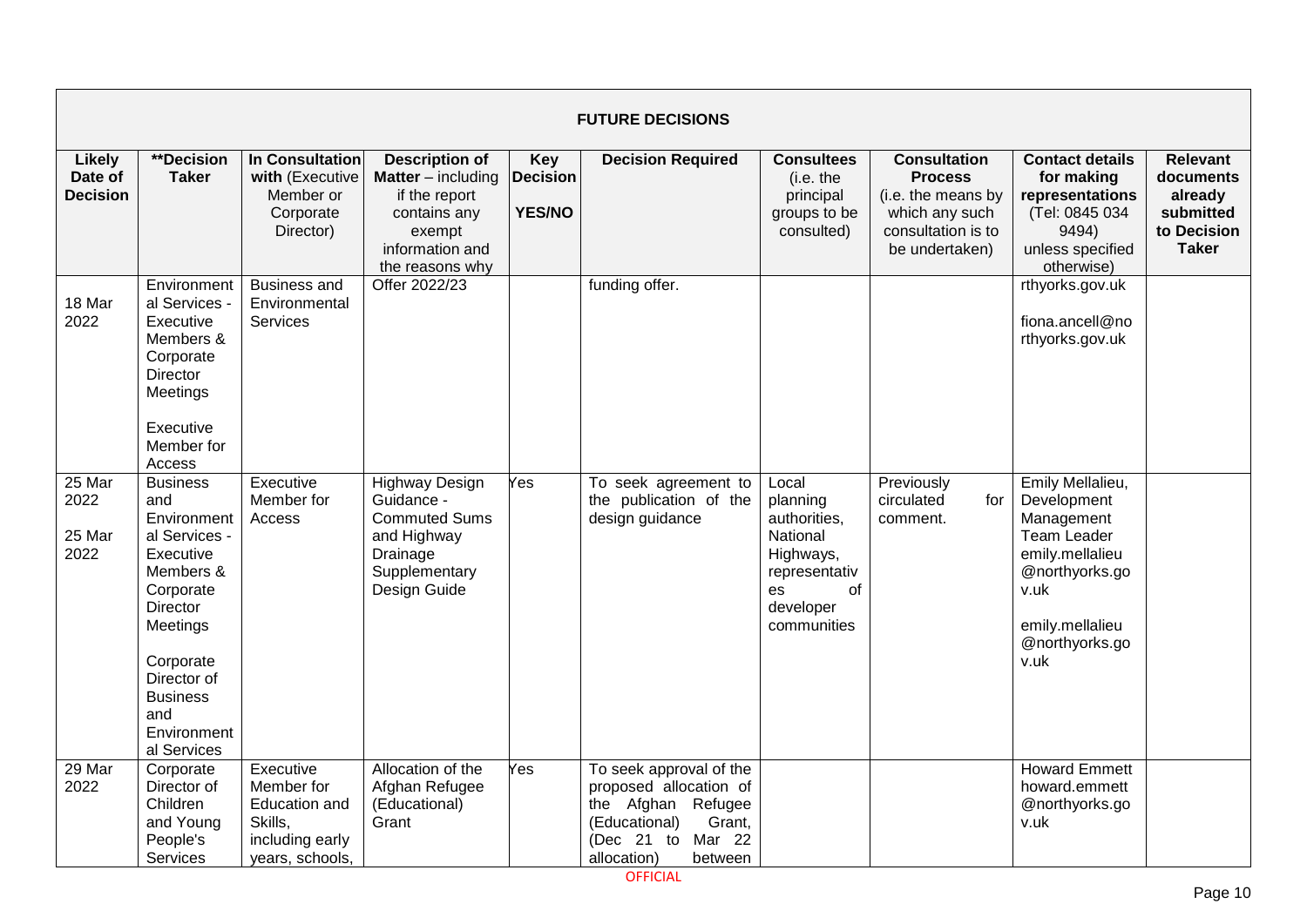| FUTURE DECISIONS | | | | | | | | | |
|---|---|---|---|---|---|---|---|---|---|
| **Likely Date of Decision** | **\*\*Decision Taker** | **In Consultation with** (Executive Member or Corporate Director) | **Description of Matter** – including if the report contains any exempt information and the reasons why | **Key Decision YES/NO** | **Decision Required** | **Consultees** (i.e. the principal groups to be consulted) | **Consultation Process** (i.e. the means by which any such consultation is to be undertaken) | **Contact details for making representations** (Tel: 0845 034 9494) unless specified otherwise) | **Relevant documents already submitted to Decision Taker** |
| 18 Mar 2022 | Environmental Services - Executive Members & Corporate Director Meetings<br><br>Executive Member for Access | Business and Environmental Services | Offer 2022/23 | | funding offer. | | | rthyorks.gov.uk<br><br>fiona.ancell@northyorks.gov.uk | |
| 25 Mar 2022<br><br>25 Mar 2022 | Business and Environmental Services - Executive Members & Corporate Director Meetings<br><br>Corporate Director of Business and Environmental Services | Executive Member for Access | Highway Design Guidance - Commuted Sums and Highway Drainage Supplementary Design Guide | Yes | To seek agreement to the publication of the design guidance | Local planning authorities, National Highways, representatives of developer communities | Previously circulated for comment. | Emily Mellalieu, Development Management Team Leader emily.mellalieu@northyorks.gov.uk<br><br>emily.mellalieu@northyorks.gov.uk | |
| 29 Mar 2022 | Corporate Director of Children and Young People's Services | Executive Member for Education and Skills, including early years, schools, | Allocation of the Afghan Refugee (Educational) Grant | Yes | To seek approval of the proposed allocation of the Afghan Refugee (Educational) Grant, (Dec 21 to Mar 22 allocation) between | | | Howard Emmett howard.emmett@northyorks.gov.uk | |

OFFICIAL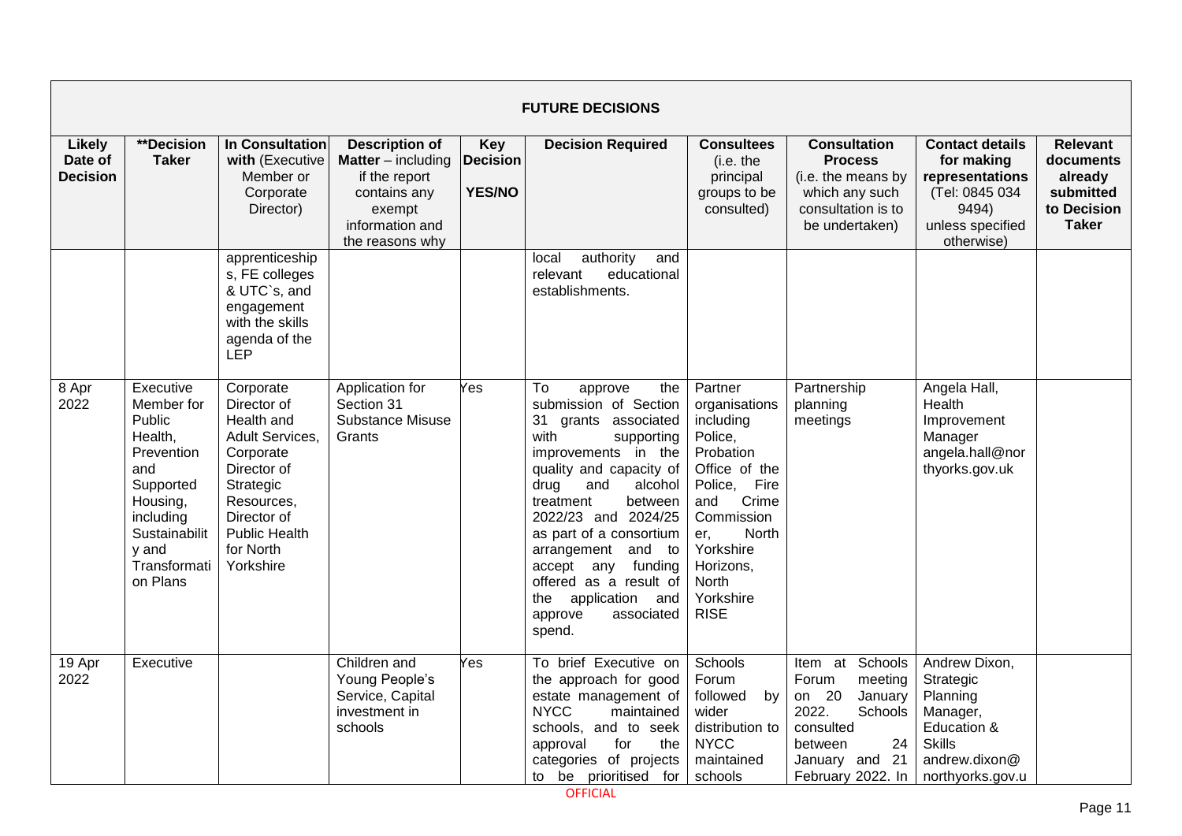| FUTURE DECISIONS | | | | | | | | | |
|---|---|---|---|---|---|---|---|---|---|
| **Likely Date of Decision** | **\*\*Decision Taker** | **In Consultation with** (Executive Member or Corporate Director) | **Description of Matter** – including if the report contains any exempt information and the reasons why | **Key Decision YES/NO** | **Decision Required** | **Consultees** (i.e. the principal groups to be consulted) | **Consultation Process** (i.e. the means by which any such consultation is to be undertaken) | **Contact details for making representations** (Tel: 0845 034 9494) unless specified otherwise) | **Relevant documents already submitted to Decision Taker** |
| | | apprenticeships, FE colleges & UTC`s, and engagement with the skills agenda of the LEP | | | local authority and relevant educational establishments. | | | | |
| 8 Apr 2022 | Executive Member for Public Health, Prevention and Supported Housing, including Sustainability and Transformation Plans | Corporate Director of Health and Adult Services, Corporate Director of Strategic Resources, Director of Public Health for North Yorkshire | Application for Section 31 Substance Misuse Grants | Yes | To approve the submission of Section 31 grants associated with supporting improvements in the quality and capacity of drug and alcohol treatment between 2022/23 and 2024/25 as part of a consortium arrangement and to accept any funding offered as a result of the application and approve associated spend. | Partner organisations including Police, Probation Office of the Police, Fire and Crime Commissioner, North Yorkshire Horizons, North Yorkshire RISE | Partnership planning meetings | Angela Hall, Health Improvement Manager angela.hall@northyorks.gov.uk | |
| 19 Apr 2022 | Executive | | Children and Young People's Service, Capital investment in schools | Yes | To brief Executive on the approach for good estate management of NYCC maintained schools, and to seek approval for the categories of projects to be prioritised for | Schools Forum followed by wider distribution to NYCC maintained schools | Item at Schools Forum meeting on 20 January 2022. Schools consulted between 24 January and 21 February 2022. In | Andrew Dixon, Strategic Planning Manager, Education & Skills andrew.dixon@northyorks.gov.u | |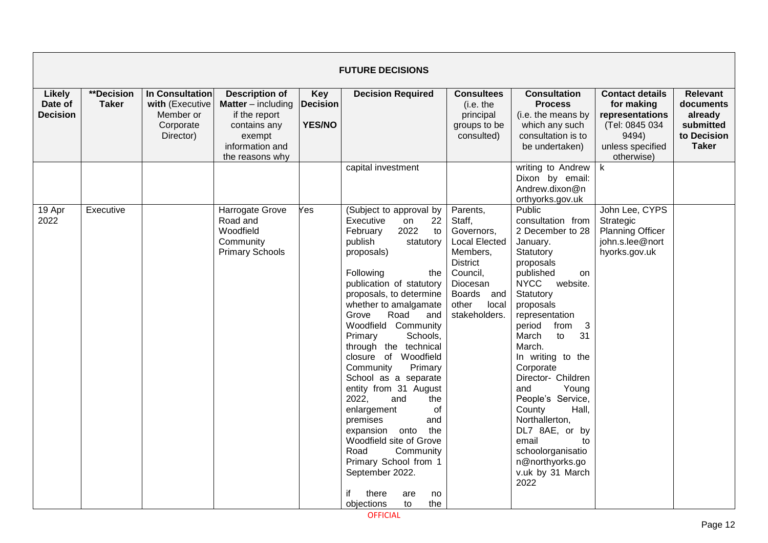| FUTURE DECISIONS | | | | | | | | | |
|---|---|---|---|---|---|---|---|---|---|
| **Likely Date of Decision** | **\*\*Decision Taker** | **In Consultation with** (Executive Member or Corporate Director) | **Description of Matter** – including if the report contains any exempt information and the reasons why | **Key Decision YES/NO** | **Decision Required** | **Consultees** (i.e. the principal groups to be consulted) | **Consultation Process** (i.e. the means by which any such consultation is to be undertaken) | **Contact details for making representations** (Tel: 0845 034 9494) unless specified otherwise) | **Relevant documents already submitted to Decision Taker** |
| | | | | | capital investment | | writing to Andrew Dixon by email: Andrew.dixon@northyorks.gov.uk | k | |
| 19 Apr 2022 | Executive | | Harrogate Grove Road and Woodfield Community Primary Schools | Yes | (Subject to approval by Executive on 22 February 2022 to publish statutory proposals)<br><br>Following the publication of statutory proposals, to determine whether to amalgamate Grove Road and Woodfield Community Primary Schools, through the technical closure of Woodfield Community Primary School as a separate entity from 31 August 2022, and the enlargement of premises and expansion onto the Woodfield site of Grove Road Community Primary School from 1 September 2022.<br><br>if there are no objections to the | Parents, Staff, Governors, Local Elected Members, District Council, Diocesan Boards and other local stakeholders. | Public consultation from 2 December to 28 January.<br>Statutory proposals published on NYCC website.<br>Statutory proposals representation period from 3 March to 31 March.<br>In writing to the Corporate Director- Children and Young People's Service, County Hall, Northallerton, DL7 8AE, or by email to schoolorganisation@northyorks.gov.uk by 31 March 2022 | John Lee, CYPS Strategic Planning Officer john.s.lee@northyorks.gov.uk | |

OFFICIAL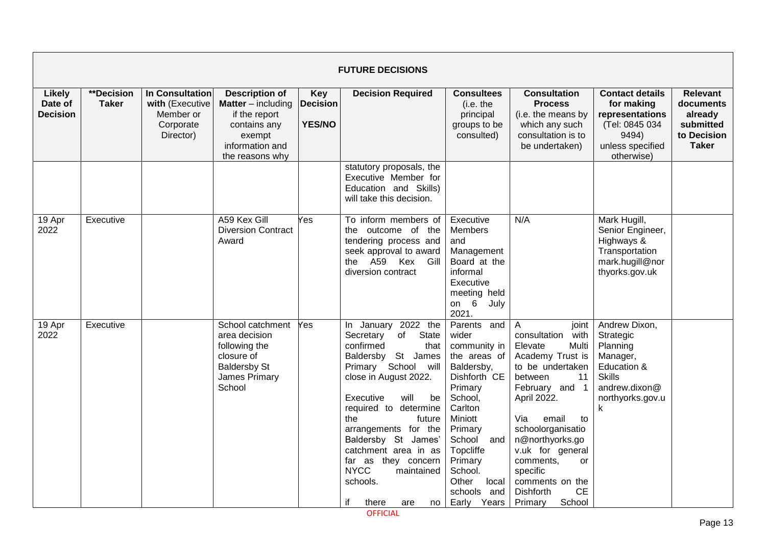| FUTURE DECISIONS | | | | | | | | | |
|---|---|---|---|---|---|---|---|---|---|
| **Likely Date of Decision** | **\*\*Decision Taker** | **In Consultation with** (Executive Member or Corporate Director) | **Description of Matter** – including if the report contains any exempt information and the reasons why | **Key Decision YES/NO** | **Decision Required** | **Consultees** (i.e. the principal groups to be consulted) | **Consultation Process** (i.e. the means by which any such consultation is to be undertaken) | **Contact details for making representations** (Tel: 0845 034 9494) unless specified otherwise) | **Relevant documents already submitted to Decision Taker** |
| | | | | | statutory proposals, the Executive Member for Education and Skills) will take this decision. | | | | |
| 19 Apr 2022 | Executive | | A59 Kex Gill Diversion Contract Award | Yes | To inform members of the outcome of the tendering process and seek approval to award the A59 Kex Gill diversion contract | Executive Members and Management Board at the informal Executive meeting held on 6 July 2021. | N/A | Mark Hugill, Senior Engineer, Highways & Transportation mark.hugill@northyorks.gov.uk | |
| 19 Apr 2022 | Executive | | School catchment area decision following the closure of Baldersby St James Primary School | Yes | In January 2022 the Secretary of State confirmed that Baldersby St James Primary School will close in August 2022.<br><br>Executive will be required to determine the future arrangements for the Baldersby St James' catchment area in as far as they concern NYCC maintained schools.<br><br>if there are no | Parents and wider community in the areas of Baldersby, Dishforth CE Primary School, Carlton Miniott Primary School and Topcliffe Primary School. Other local schools and Early Years | A joint consultation with Elevate Multi Academy Trust is to be undertaken between 11 February and 1 April 2022.<br><br>Via email to schoolorganisation@northyorks.gov.uk for general comments, or specific comments on the Dishforth CE Primary School | Andrew Dixon, Strategic Planning Manager, Education & Skills andrew.dixon@northyorks.gov.uk | |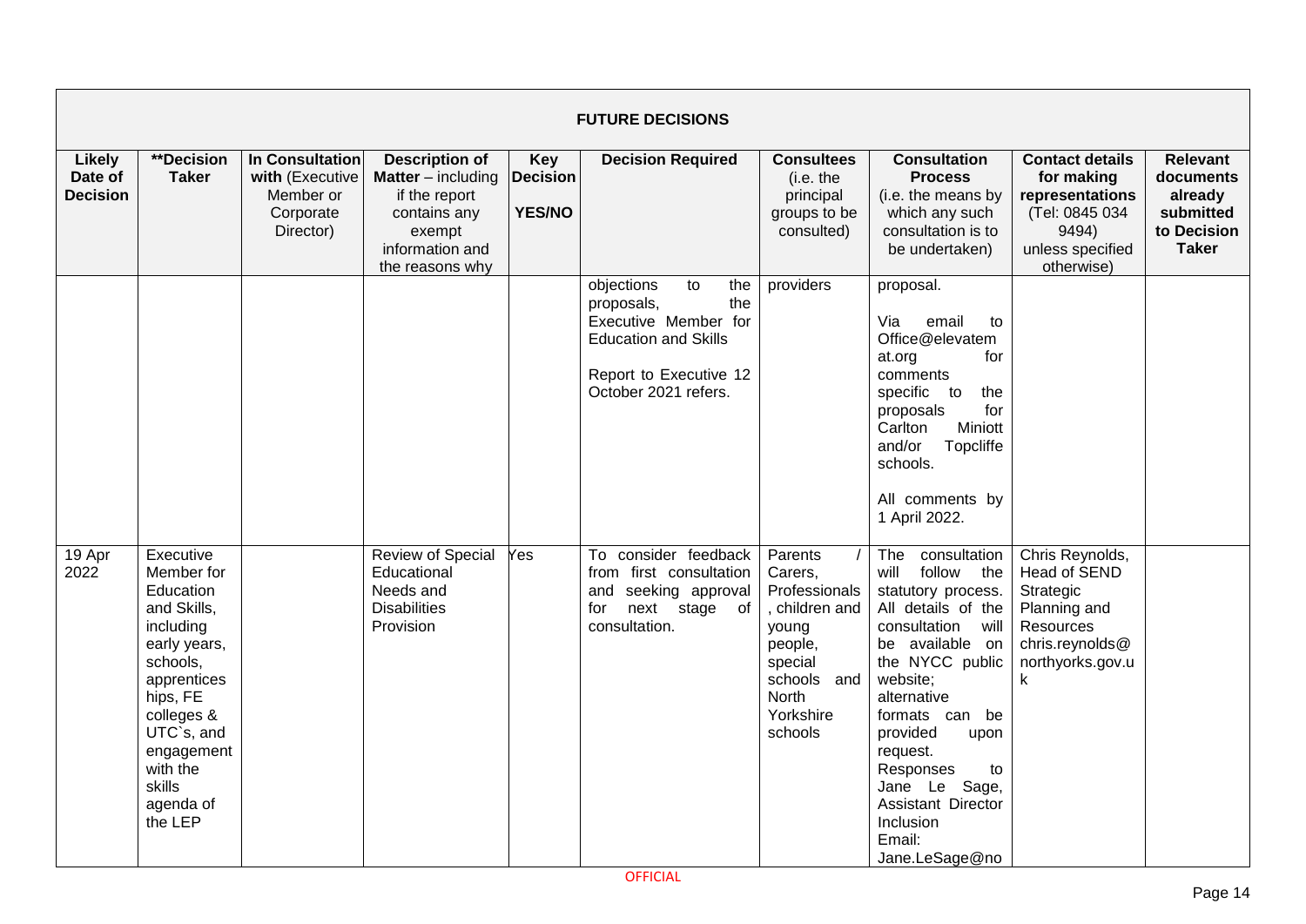| **FUTURE DECISIONS** | | | | | | | | | |
|---|---|---|---|---|---|---|---|---|---|
| **Likely Date of Decision** | **\*\*Decision Taker** | **In Consultation with** (Executive Member or Corporate Director) | **Description of Matter** – including if the report contains any exempt information and the reasons why | **Key Decision YES/NO** | **Decision Required** | **Consultees** (i.e. the principal groups to be consulted) | **Consultation Process** (i.e. the means by which any such consultation is to be undertaken) | **Contact details for making representations** (Tel: 0845 034 9494) unless specified otherwise) | **Relevant documents already submitted to Decision Taker** |
| | | | | | objections to the proposals, the Executive Member for Education and Skills<br><br>Report to Executive 12 October 2021 refers. | providers | proposal.<br><br>Via email to Office@elevatemat.org for comments specific to the proposals for Carlton Miniott and/or Topcliffe schools.<br><br>All comments by 1 April 2022. | | |
| 19 Apr 2022 | Executive Member for Education and Skills, including early years, schools, apprenticeships, FE colleges & UTC`s, and engagement with the skills agenda of the LEP | | Review of Special Educational Needs and Disabilities Provision | Yes | To consider feedback from first consultation and seeking approval for next stage of consultation. | Parents / Carers, Professionals, children and young people, special schools and North Yorkshire schools | The consultation will follow the statutory process. All details of the consultation will be available on the NYCC public website; alternative formats can be provided upon request. Responses to Jane Le Sage, Assistant Director Inclusion Email: Jane.LeSage@no | Chris Reynolds, Head of SEND Strategic Planning and Resources chris.reynolds@northyorks.gov.uk | |

OFFICIAL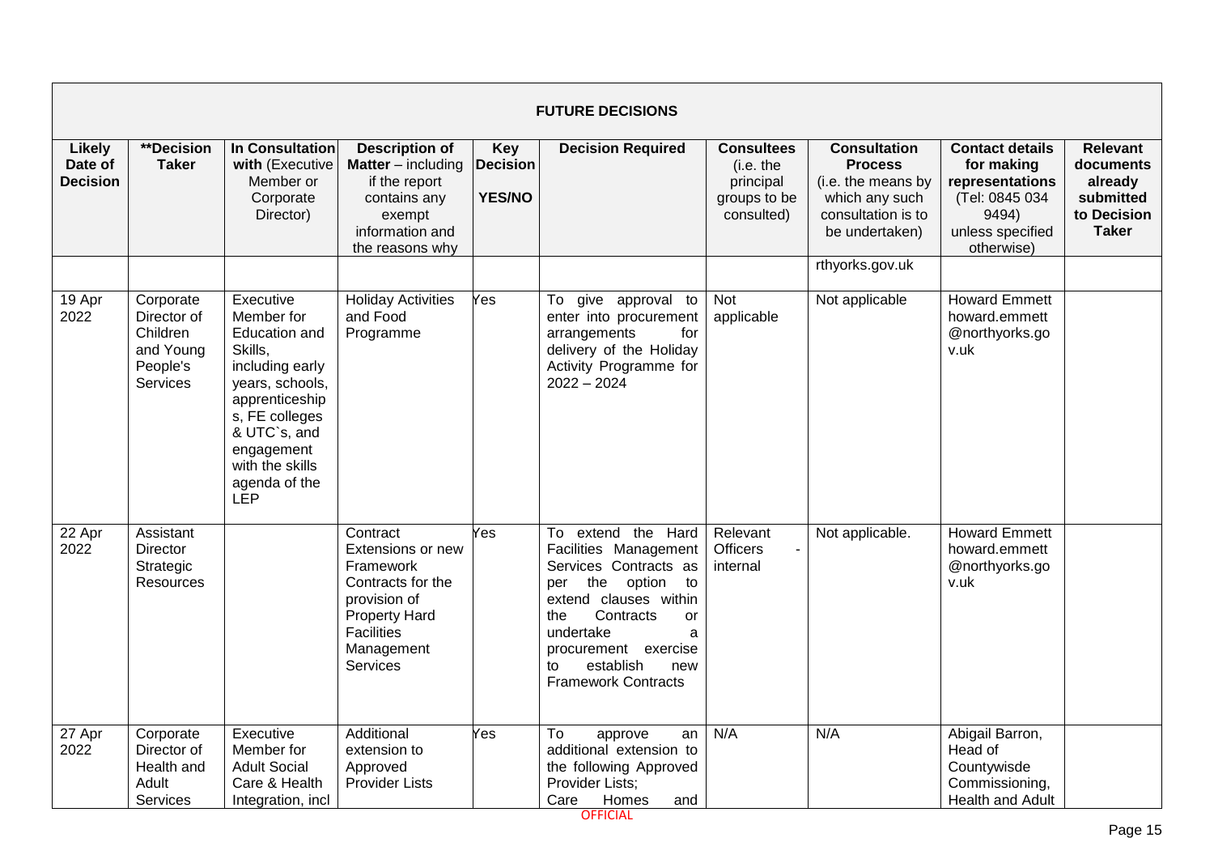| FUTURE DECISIONS | | | | | | | | | |
|---|---|---|---|---|---|---|---|---|---|
| **Likely Date of Decision** | **\*\*Decision Taker** | **In Consultation with** (Executive Member or Corporate Director) | **Description of Matter** – including if the report contains any exempt information and the reasons why | **Key Decision YES/NO** | **Decision Required** | **Consultees** (i.e. the principal groups to be consulted) | **Consultation Process** (i.e. the means by which any such consultation is to be undertaken) | **Contact details for making representations** (Tel: 0845 034 9494) unless specified otherwise) | **Relevant documents already submitted to Decision Taker** |
| | | | | | | | rthyorks.gov.uk | | |
| 19 Apr 2022 | Corporate Director of Children and Young People's Services | Executive Member for Education and Skills, including early years, schools, apprenticeships, FE colleges & UTC`s, and engagement with the skills agenda of the LEP | Holiday Activities and Food Programme | Yes | To give approval to enter into procurement arrangements for delivery of the Holiday Activity Programme for 2022 – 2024 | Not applicable | Not applicable | Howard Emmett howard.emmett @northyorks.gov.uk | |
| 22 Apr 2022 | Assistant Director Strategic Resources | | Contract Extensions or new Framework Contracts for the provision of Property Hard Facilities Management Services | Yes | To extend the Hard Facilities Management Services Contracts as per the option to extend clauses within the Contracts or undertake a procurement exercise to establish new Framework Contracts | Relevant Officers - internal | Not applicable. | Howard Emmett howard.emmett @northyorks.gov.uk | |
| 27 Apr 2022 | Corporate Director of Health and Adult Services | Executive Member for Adult Social Care & Health Integration, incl | Additional extension to Approved Provider Lists | Yes | To approve an additional extension to the following Approved Provider Lists; Care Homes and | N/A | N/A | Abigail Barron, Head of Countywise Commissioning, Health and Adult | |

OFFICIAL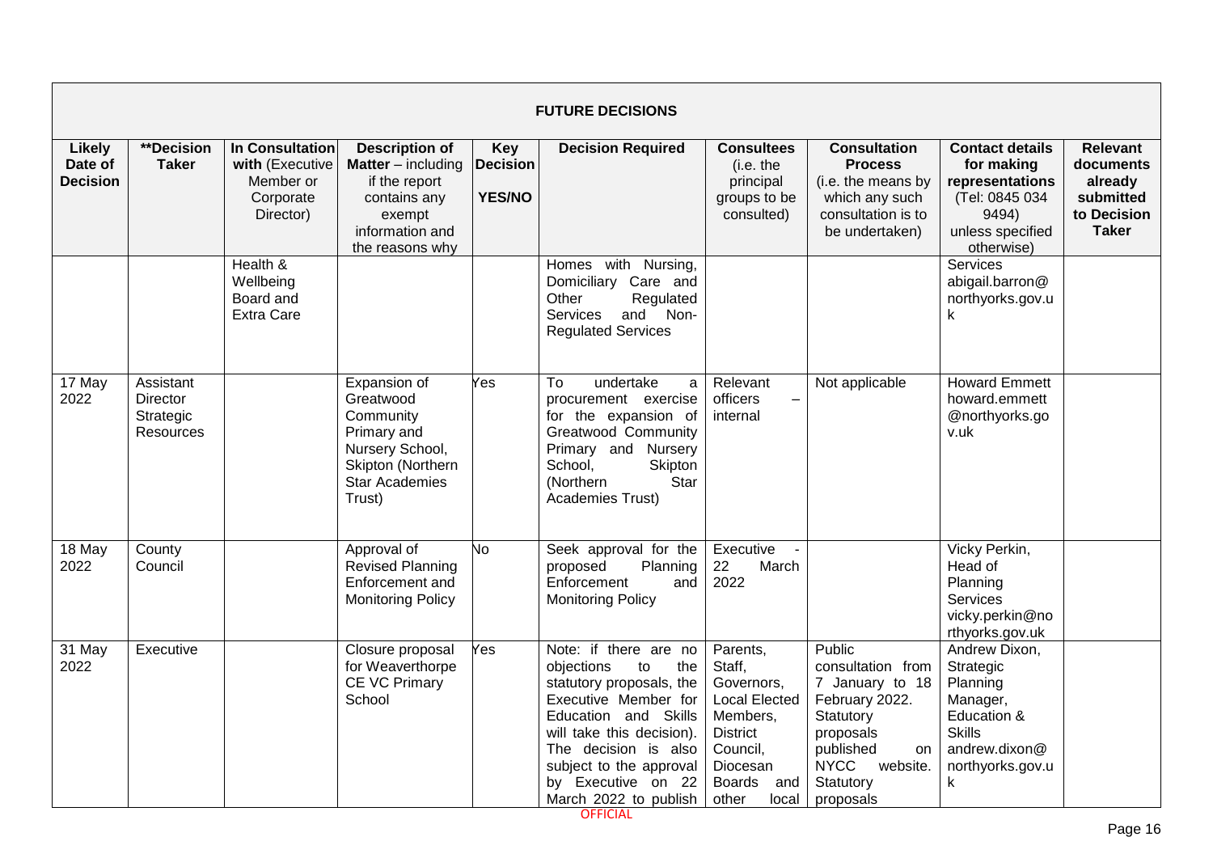| FUTURE DECISIONS | | | | | | | | | |
|---|---|---|---|---|---|---|---|---|---|
| **Likely Date of Decision** | **\*\*Decision Taker** | **In Consultation with** (Executive Member or Corporate Director) | **Description of Matter** – including if the report contains any exempt information and the reasons why | **Key Decision YES/NO** | **Decision Required** | **Consultees** (i.e. the principal groups to be consulted) | **Consultation Process** (i.e. the means by which any such consultation is to be undertaken) | **Contact details for making representations** (Tel: 0845 034 9494) unless specified otherwise) | **Relevant documents already submitted to Decision Taker** |
| | | Health & Wellbeing Board and Extra Care | | | Homes with Nursing, Domiciliary Care and Other Regulated Services and Non-Regulated Services | | | Services abigail.barron@northyorks.gov.uk | |
| 17 May 2022 | Assistant Director Strategic Resources | | Expansion of Greatwood Community Primary and Nursery School, Skipton (Northern Star Academies Trust) | Yes | To undertake a procurement exercise for the expansion of Greatwood Community Primary and Nursery School, Skipton (Northern Star Academies Trust) | Relevant officers – internal | Not applicable | Howard Emmett howard.emmett@northyorks.gov.uk | |
| 18 May 2022 | County Council | | Approval of Revised Planning Enforcement and Monitoring Policy | No | Seek approval for the proposed Planning Enforcement and Monitoring Policy | Executive - 22 March 2022 | | Vicky Perkin, Head of Planning Services vicky.perkin@northyorks.gov.uk | |
| 31 May 2022 | Executive | | Closure proposal for Weaverthorpe CE VC Primary School | Yes | Note: if there are no objections to the statutory proposals, the Executive Member for Education and Skills will take this decision). The decision is also subject to the approval by Executive on 22 March 2022 to publish | Parents, Staff, Governors, Local Elected Members, District Council, Diocesan Boards and other local | Public consultation from 7 January to 18 February 2022. Statutory proposals published on NYCC website. Statutory proposals | Andrew Dixon, Strategic Planning Manager, Education & Skills andrew.dixon@northyorks.gov.uk | |

OFFICIAL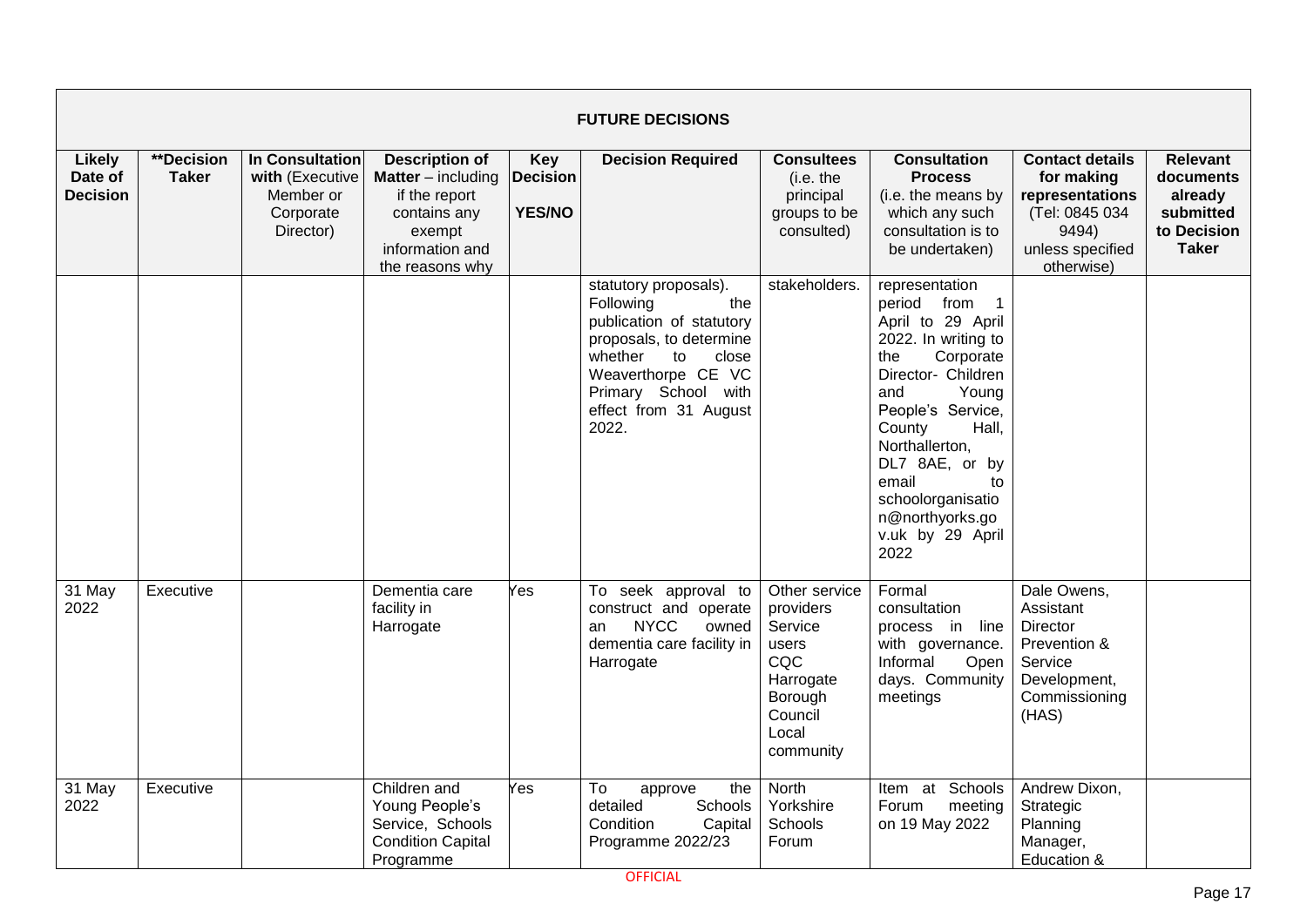| FUTURE DECISIONS | | | | | | | | | |
|---|---|---|---|---|---|---|---|---|---|
| **Likely Date of Decision** | **\*\*Decision Taker** | **In Consultation with** (Executive Member or Corporate Director) | **Description of Matter** – including if the report contains any exempt information and the reasons why | **Key Decision YES/NO** | **Decision Required** | **Consultees** (i.e. the principal groups to be consulted) | **Consultation Process** (i.e. the means by which any such consultation is to be undertaken) | **Contact details for making representations** (Tel: 0845 034 9494) unless specified otherwise) | **Relevant documents already submitted to Decision Taker** |
| | | | | | statutory proposals). Following the publication of statutory proposals, to determine whether to close Weaverthorpe CE VC Primary School with effect from 31 August 2022. | stakeholders. | representation period from 1 April to 29 April 2022. In writing to the Corporate Director- Children and Young People's Service, County Hall, Northallerton, DL7 8AE, or by email to schoolorganisation@northyorks.gov.uk by 29 April 2022 | | |
| 31 May 2022 | Executive | | Dementia care facility in Harrogate | Yes | To seek approval to construct and operate an NYCC owned dementia care facility in Harrogate | Other service providers Service users CQC Harrogate Borough Council Local community | Formal consultation process in line with governance. Informal Open days. Community meetings | Dale Owens, Assistant Director Prevention & Service Development, Commissioning (HAS) | |
| 31 May 2022 | Executive | | Children and Young People's Service, Schools Condition Capital Programme | Yes | To approve the detailed Schools Condition Capital Programme 2022/23 | North Yorkshire Schools Forum | Item at Schools Forum meeting on 19 May 2022 | Andrew Dixon, Strategic Planning Manager, Education & | |

OFFICIAL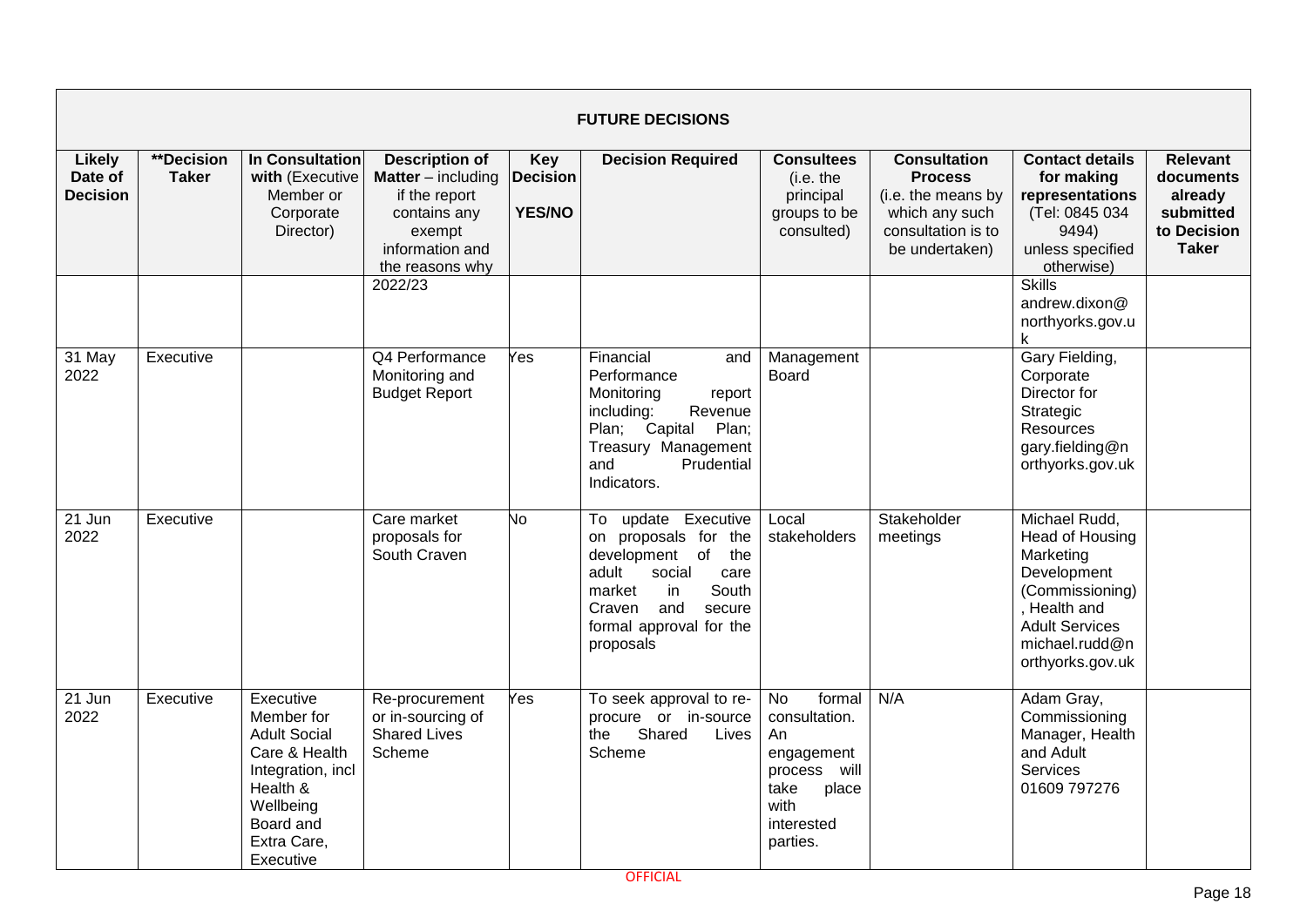**FUTURE DECISIONS**

| Likely Date of Decision | **Decision Taker | In Consultation with (Executive Member or Corporate Director) | Description of Matter – including if the report contains any exempt information and the reasons why | Key Decision YES/NO | Decision Required | Consultees (i.e. the principal groups to be consulted) | Consultation Process (i.e. the means by which any such consultation is to be undertaken) | Contact details for making representations (Tel: 0845 034 9494) unless specified otherwise) | Relevant documents already submitted to Decision Taker |
|---|---|---|---|---|---|---|---|---|---|
| | | | 2022/23 | | | | | Skills andrew.dixon@northyorks.gov.uk | |
| 31 May 2022 | Executive | | Q4 Performance Monitoring and Budget Report | Yes | Financial and Performance Monitoring report including: Revenue Plan; Capital Plan; Treasury Management and Prudential Indicators. | Management Board | | Gary Fielding, Corporate Director for Strategic Resources gary.fielding@northyorks.gov.uk | |
| 21 Jun 2022 | Executive | | Care market proposals for South Craven | No | To update Executive on proposals for the development of the adult social care market in South Craven and secure formal approval for the proposals | Local stakeholders | Stakeholder meetings | Michael Rudd, Head of Housing Marketing Development (Commissioning), Health and Adult Services michael.rudd@northyorks.gov.uk | |
| 21 Jun 2022 | Executive | Executive Member for Adult Social Care & Health Integration, incl Health & Wellbeing Board and Extra Care, Executive | Re-procurement or in-sourcing of Shared Lives Scheme | Yes | To seek approval to re-procure or in-source the Shared Lives Scheme | No formal consultation. An engagement process will take place with interested parties. | N/A | Adam Gray, Commissioning Manager, Health and Adult Services 01609 797276 | |

OFFICIAL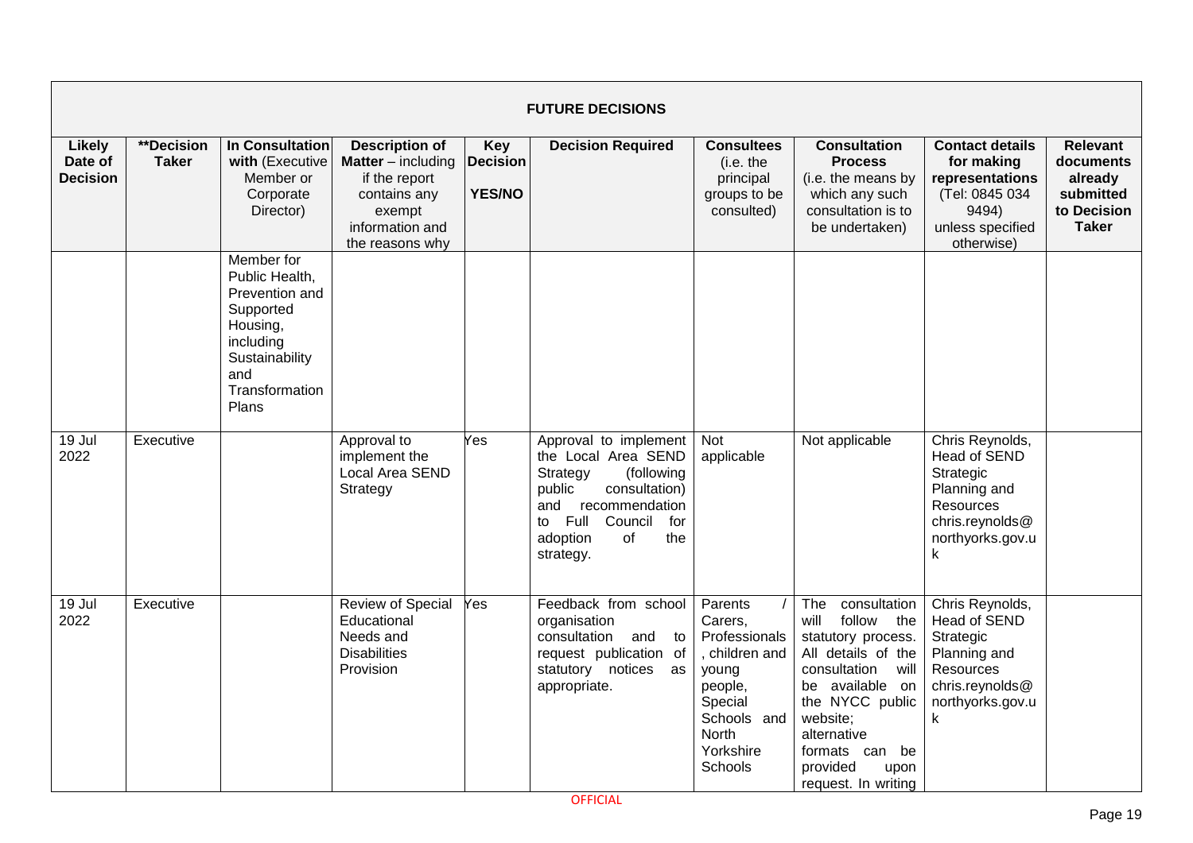| FUTURE DECISIONS | | | | | | | | | |
|---|---|---|---|---|---|---|---|---|---|
| **Likely Date of Decision** | **\*\*Decision Taker** | **In Consultation with** (Executive Member or Corporate Director) | **Description of Matter** – including if the report contains any exempt information and the reasons why | **Key Decision YES/NO** | **Decision Required** | **Consultees** (i.e. the principal groups to be consulted) | **Consultation Process** (i.e. the means by which any such consultation is to be undertaken) | **Contact details for making representations** (Tel: 0845 034 9494) unless specified otherwise) | **Relevant documents already submitted to Decision Taker** |
| | | Member for Public Health, Prevention and Supported Housing, including Sustainability and Transformation Plans | | | | | | | |
| 19 Jul 2022 | Executive | | Approval to implement the Local Area SEND Strategy | Yes | Approval to implement the Local Area SEND Strategy (following public consultation) and recommendation to Full Council for adoption of the strategy. | Not applicable | Not applicable | Chris Reynolds, Head of SEND Strategic Planning and Resources chris.reynolds@northyorks.gov.uk | |
| 19 Jul 2022 | Executive | | Review of Special Educational Needs and Disabilities Provision | Yes | Feedback from school organisation consultation and to request publication of statutory notices as appropriate. | Parents / Carers, Professionals, children and young people, Special Schools and North Yorkshire Schools | The consultation will follow the statutory process. All details of the consultation will be available on the NYCC public website; alternative formats can be provided upon request. In writing | Chris Reynolds, Head of SEND Strategic Planning and Resources chris.reynolds@northyorks.gov.uk | |

OFFICIAL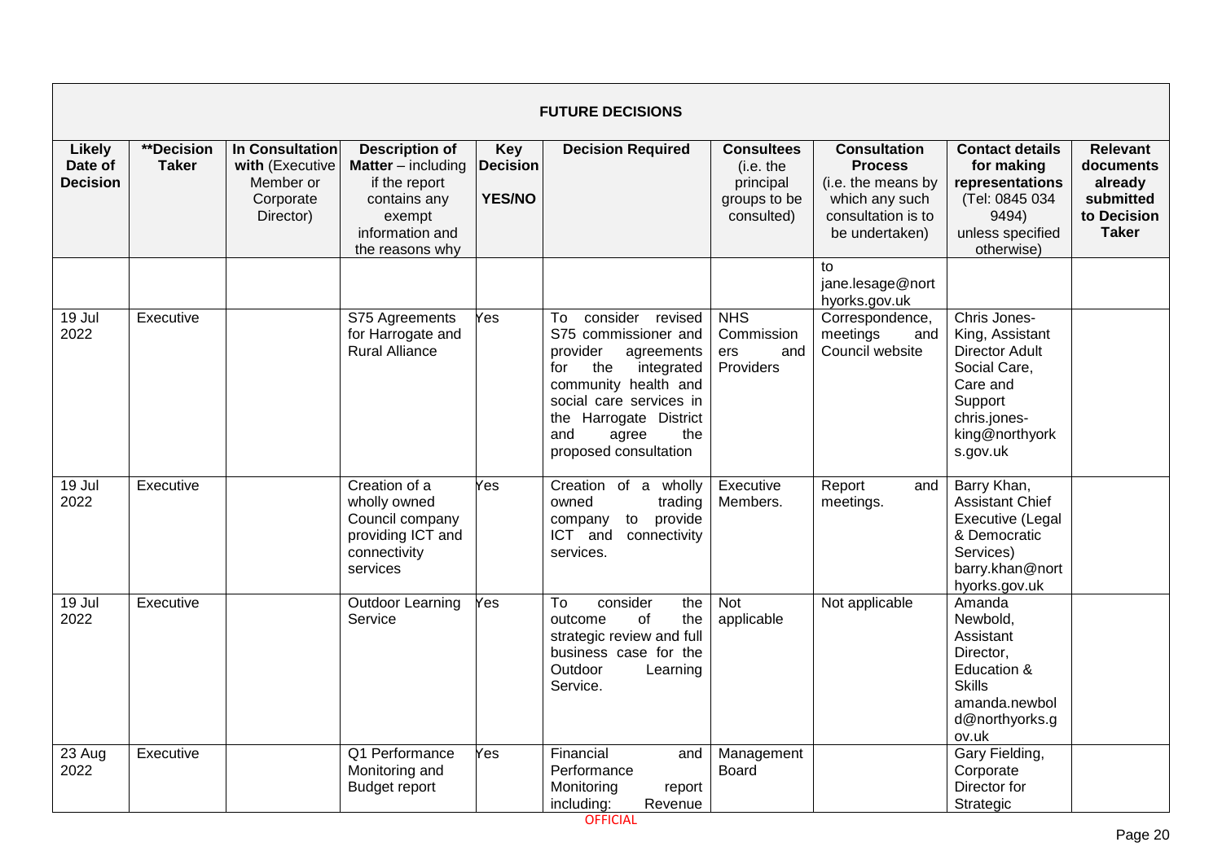| FUTURE DECISIONS | | | | | | | | | |
|---|---|---|---|---|---|---|---|---|---|
| **Likely Date of Decision** | **\*\*Decision Taker** | **In Consultation with** (Executive Member or Corporate Director) | **Description of Matter** – including if the report contains any exempt information and the reasons why | **Key Decision YES/NO** | **Decision Required** | **Consultees** (i.e. the principal groups to be consulted) | **Consultation Process** (i.e. the means by which any such consultation is to be undertaken) | **Contact details for making representations** (Tel: 0845 034 9494) unless specified otherwise) | **Relevant documents already submitted to Decision Taker** |
| | | | | | | | to jane.lesage@northyorks.gov.uk | | |
| 19 Jul 2022 | Executive | | S75 Agreements for Harrogate and Rural Alliance | Yes | To consider revised S75 commissioner and provider agreements for the integrated community health and social care services in the Harrogate District and agree the proposed consultation | NHS Commissioners and Providers | Correspondence, meetings and Council website | Chris Jones-King, Assistant Director Adult Social Care, Care and Support chris.jones-king@northyorks.gov.uk | |
| 19 Jul 2022 | Executive | | Creation of a wholly owned Council company providing ICT and connectivity services | Yes | Creation of a wholly owned trading company to provide ICT and connectivity services. | Executive Members. | Report and meetings. | Barry Khan, Assistant Chief Executive (Legal & Democratic Services) barry.khan@northyorks.gov.uk | |
| 19 Jul 2022 | Executive | | Outdoor Learning Service | Yes | To consider the outcome of the strategic review and full business case for the Outdoor Learning Service. | Not applicable | Not applicable | Amanda Newbold, Assistant Director, Education & Skills amanda.newbold@northyorks.gov.uk | |
| 23 Aug 2022 | Executive | | Q1 Performance Monitoring and Budget report | Yes | Financial and Performance Monitoring report including: Revenue | Management Board | | Gary Fielding, Corporate Director for Strategic | |

OFFICIAL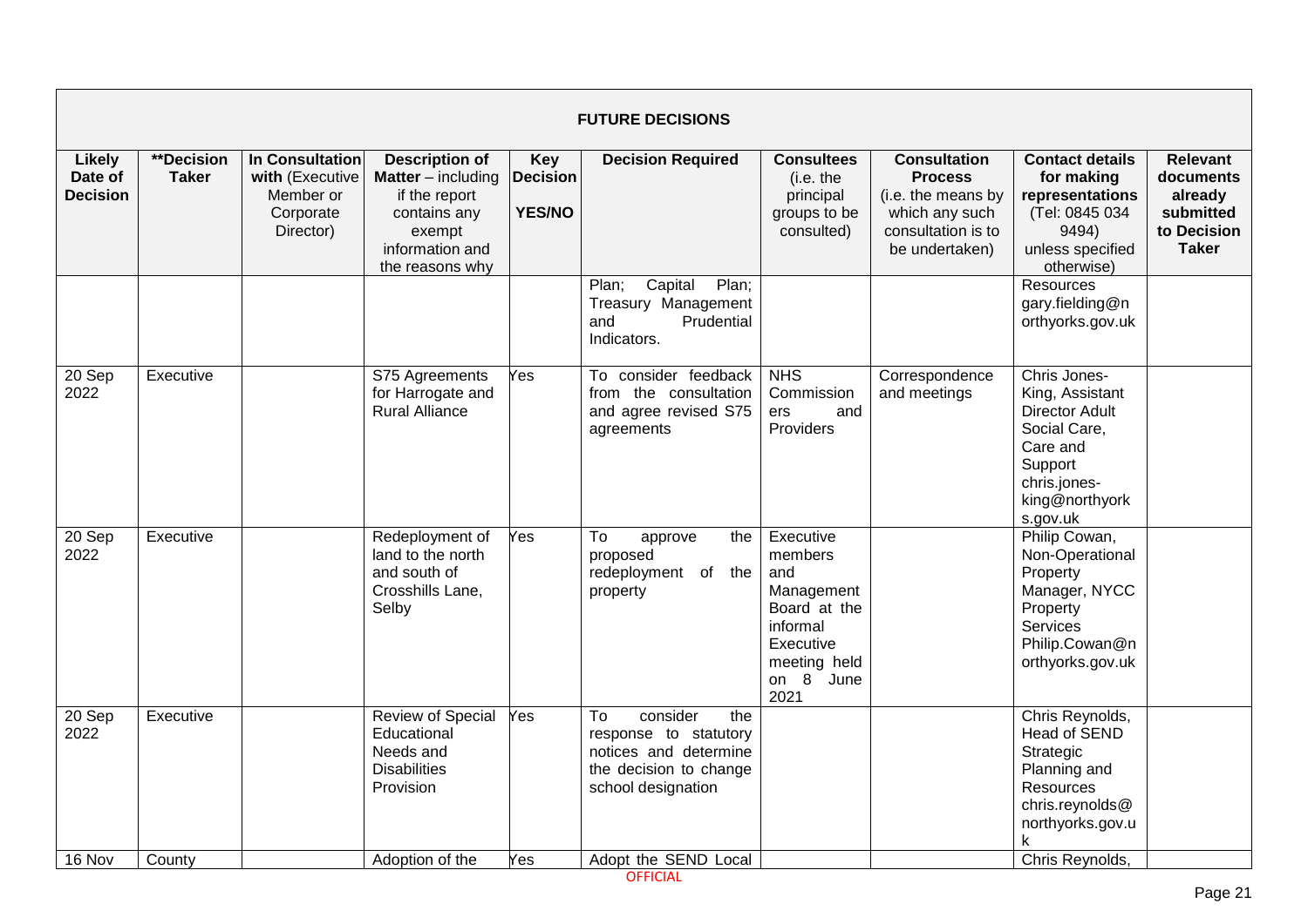| FUTURE DECISIONS | | | | | | | | | |
|---|---|---|---|---|---|---|---|---|---|
| **Likely Date of Decision** | **\*\*Decision Taker** | **In Consultation with** (Executive Member or Corporate Director) | **Description of Matter** – including if the report contains any exempt information and the reasons why | **Key Decision YES/NO** | **Decision Required** | **Consultees** (i.e. the principal groups to be consulted) | **Consultation Process** (i.e. the means by which any such consultation is to be undertaken) | **Contact details for making representations** (Tel: 0845 034 9494) unless specified otherwise) | **Relevant documents already submitted to Decision Taker** |
| | | | | | Plan; Capital Plan; Treasury Management and Prudential Indicators. | | | Resources gary.fielding@northyorks.gov.uk | |
| 20 Sep 2022 | Executive | | S75 Agreements for Harrogate and Rural Alliance | Yes | To consider feedback from the consultation and agree revised S75 agreements | NHS Commissioners and Providers | Correspondence and meetings | Chris Jones-King, Assistant Director Adult Social Care, Care and Support chris.jones-king@northyorks.gov.uk | |
| 20 Sep 2022 | Executive | | Redeployment of land to the north and south of Crosshills Lane, Selby | Yes | To approve the proposed redeployment of the property | Executive members and Management Board at the informal Executive meeting held on 8 June 2021 | | Philip Cowan, Non-Operational Property Manager, NYCC Property Services Philip.Cowan@northyorks.gov.uk | |
| 20 Sep 2022 | Executive | | Review of Special Educational Needs and Disabilities Provision | Yes | To consider the response to statutory notices and determine the decision to change school designation | | | Chris Reynolds, Head of SEND Strategic Planning and Resources chris.reynolds@northyorks.gov.uk | |
| 16 Nov | County | | Adoption of the | Yes | Adopt the SEND Local | | | Chris Reynolds, | |

OFFICIAL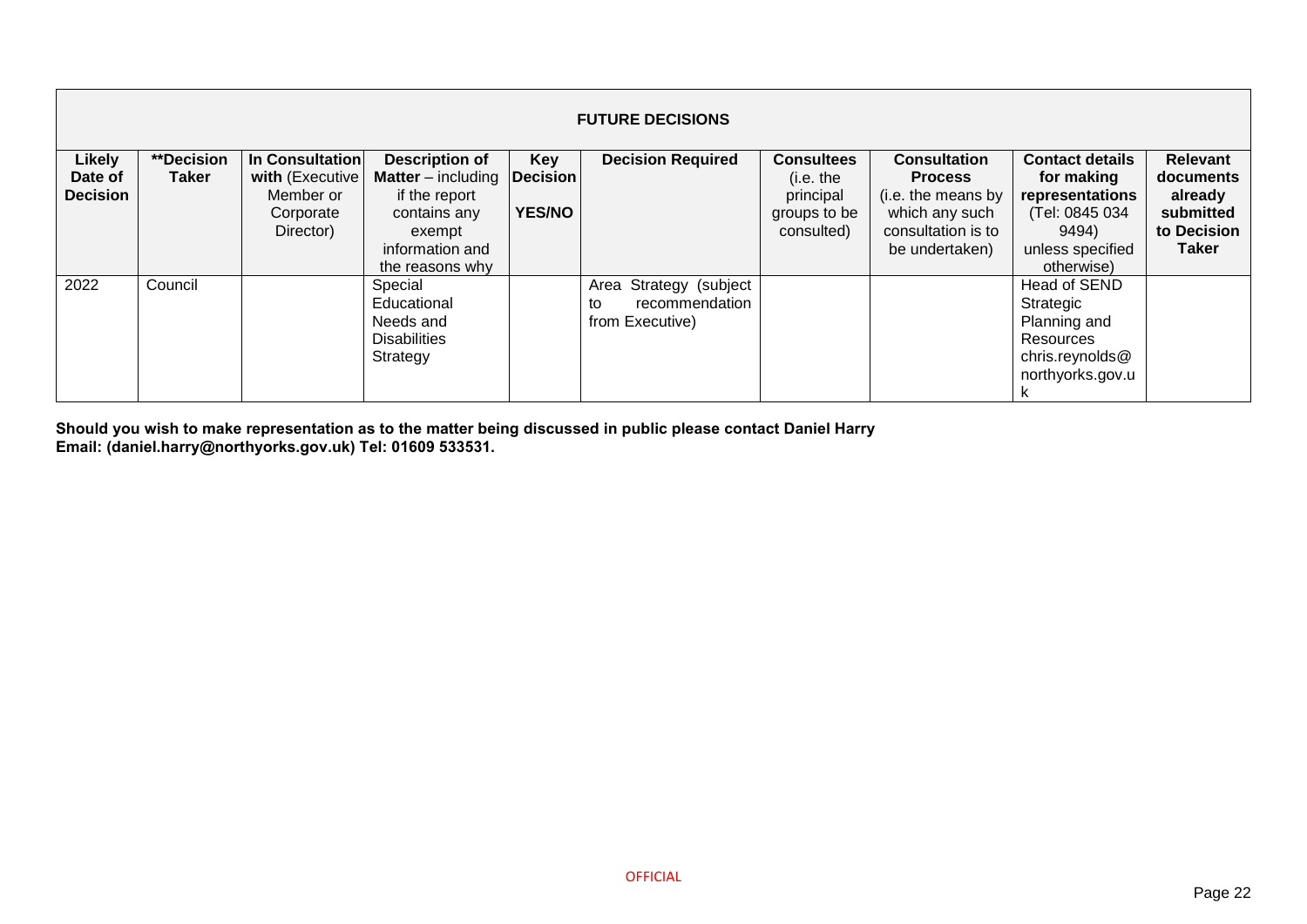| FUTURE DECISIONS | | | | | | | | | |
|---|---|---|---|---|---|---|---|---|---|
| **Likely Date of Decision** | **\*\*Decision Taker** | **In Consultation with** (Executive Member or Corporate Director) | **Description of Matter** – including if the report contains any exempt information and the reasons why | **Key Decision YES/NO** | **Decision Required** | **Consultees** (i.e. the principal groups to be consulted) | **Consultation Process** (i.e. the means by which any such consultation is to be undertaken) | **Contact details for making representations** (Tel: 0845 034 9494) unless specified otherwise) | **Relevant documents already submitted to Decision Taker** |
| 2022 | Council | | Special Educational Needs and Disabilities Strategy | | Area Strategy (subject to recommendation from Executive) | | | Head of SEND Strategic Planning and Resources chris.reynolds@northyorks.gov.uk | |

**Should you wish to make representation as to the matter being discussed in public please contact Daniel Harry Email: (daniel.harry@northyorks.gov.uk) Tel: 01609 533531.**

OFFICIAL